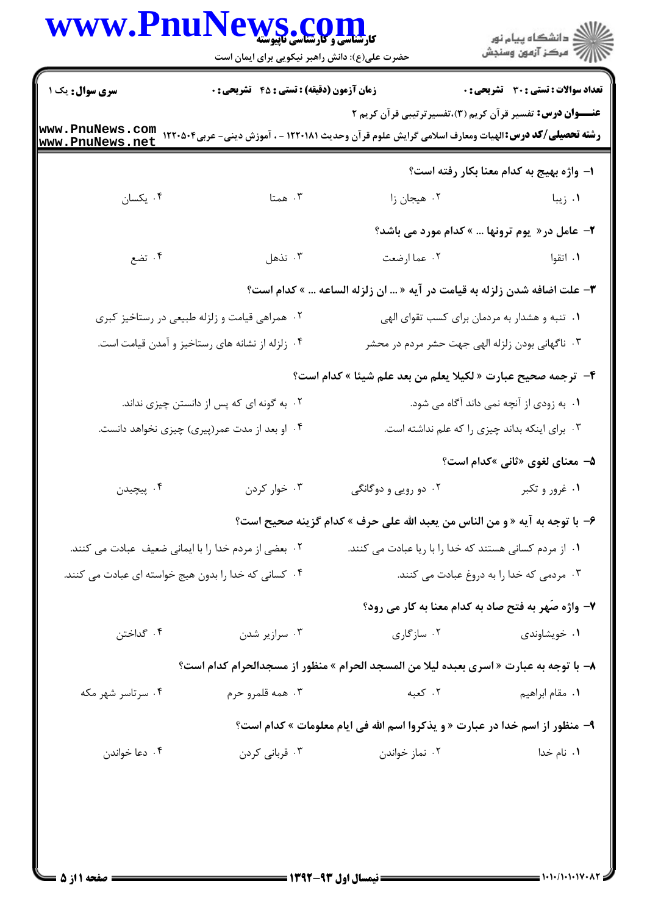**سری سوال:** یک ۱

**زمان آزمون (دقیقه) : تستی : ۴۵ تشریحی : ۰**

**تعداد سوالات : تستی : ۳۰ تشریحی : ۰**

**عنـــوان درس:** تفسیر قرآن کریم (۳)،تفسیرترتیبی قرآن کریم ۲

**رشته تحصیلی/کد درس:** الهیات ومعارف اسلامی گرایش علوم قرآن وحدیث ۱۲۲۰۱۸۱ - ، آموزش دینی- عربی۱۲۲۰۵۰۴

**۱- واژه بهیج به کدام معنا بکار رفته است؟**

۱. زیبا
۲. هیجان زا
۳. همتا
۴. یکسان

**۲- عامل در« یوم ترونها ... » کدام مورد می باشد؟**

۱. اتقوا
۲. عما ارضعت
۳. تذهل
۴. تضع

**۳- علت اضافه شدن زلزله به قیامت در آیه « ... ان زلزله الساعه ... » کدام است؟**

۱. تنبه و هشدار به مردمان برای کسب تقوای الهی
۲. همراهی قیامت و زلزله طبیعی در رستاخیز کبری
۳. ناگهانی بودن زلزله الهی جهت حشر مردم در محشر
۴. زلزله از نشانه های رستاخیز و آمدن قیامت است.

**۴- ترجمه صحیح عبارت « لکیلا یعلم من بعد علم شیئا » کدام است؟**

۱. به زودی از آنچه نمی داند آگاه می شود.
۲. به گونه ای که پس از دانستن چیزی نداند.
۳. برای اینکه بداند چیزی را که علم نداشته است.
۴. او بعد از مدت عمر(پیری) چیزی نخواهد دانست.

**۵- معنای لغوی «ثانی »کدام است؟**

۱. غرور و تکبر
۲. دو رویی و دوگانگی
۳. خوار کردن
۴. پیچیدن

**۶- با توجه به آیه « و من الناس من یعبد الله علی حرف » کدام گزینه صحیح است؟**

۱. از مردم کسانی هستند که خدا را با ریا عبادت می کنند.
۲. بعضی از مردم خدا را با ایمانی ضعیف عبادت می کنند.
۳. مردمی که خدا را به دروغ عبادت می کنند.
۴. کسانی که خدا را بدون هیچ خواسته ای عبادت می کنند.

**۷- واژه صَهر به فتح صاد به کدام معنا به کار می رود؟**

۱. خویشاوندی
۲. سازگاری
۳. سرازیر شدن
۴. گداختن

**۸- با توجه به عبارت « اسری بعبده لیلا من المسجد الحرام » منظور از مسجدالحرام کدام است؟**

۱. مقام ابراهیم
۲. کعبه
۳. همه قلمرو حرم
۴. سرتاسر شهر مکه

**۹- منظور از اسم خدا در عبارت « و یذکروا اسم الله فی ایام معلومات » کدام است؟**

۱. نام خدا
۲. نماز خواندن
۳. قربانی کردن
۴. دعا خواندن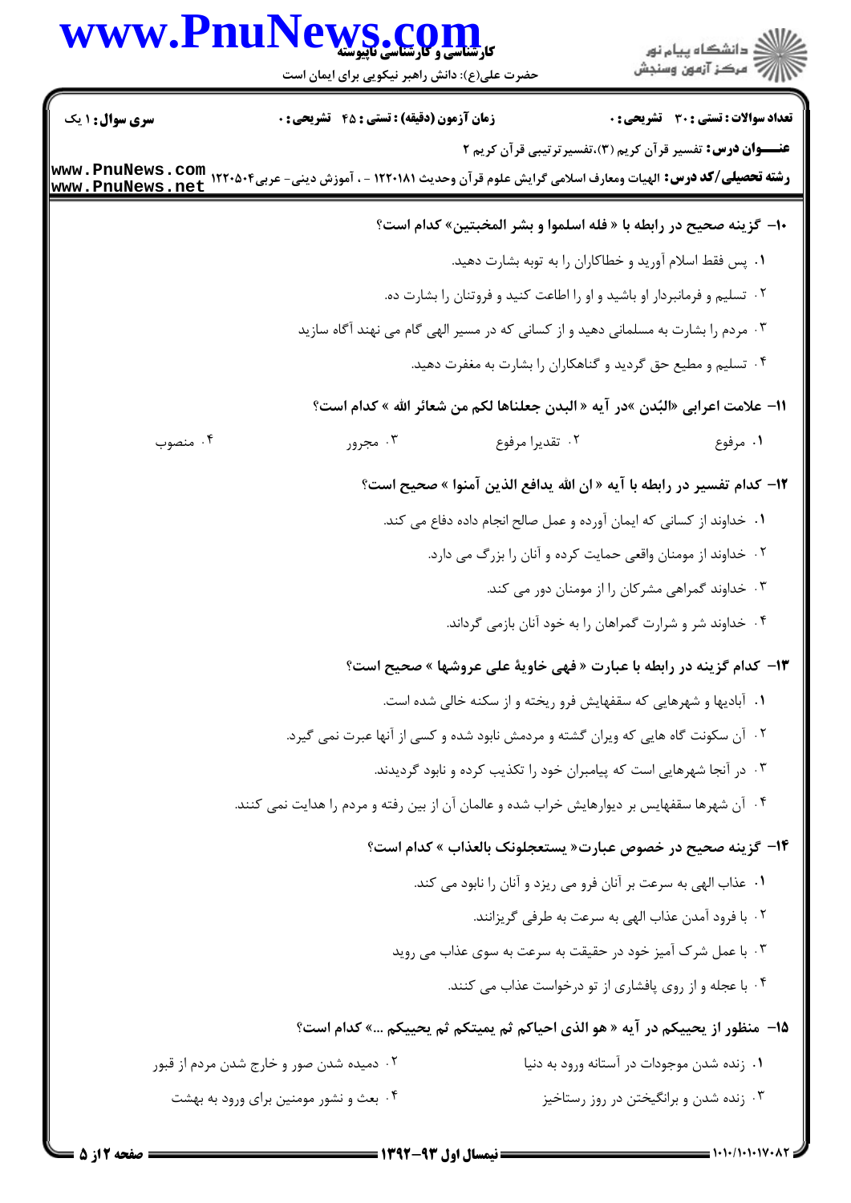**سری سوال:** ۱ یک | **زمان آزمون (دقیقه) : تستی : ۴۵ تشریحی : ۰** | **تعداد سوالات : تستی : ۳۰ تشریحی : ۰**

**عنـــوان درس:** تفسیر قرآن کریم (۳)،تفسیرترتیبی قرآن کریم ۲

**رشته تحصیلی/کد درس:** الهیات ومعارف اسلامی گرایش علوم قرآن وحدیث ۱۲۲۰۱۸۱ - ، آموزش دینی- عربی۱۲۲۰۵۰۴

۱۰- گزینه صحیح در رابطه با « فله اسلموا و بشر المخبتین» کدام است؟

۱. پس فقط اسلام آورید و خطاکاران را به توبه بشارت دهید.

۲. تسلیم و فرمانبردار او باشید و او را اطاعت کنید و فروتنان را بشارت ده.

۳. مردم را بشارت به مسلمانی دهید و از کسانی که در مسیر الهی گام می نهند آگاه سازید

۴. تسلیم و مطیع حق گردید و گناهکاران را بشارت به مغفرت دهید.

۱۱- علامت اعرابی «البُدن »در آیه « البدن جعلناها لکم من شعائر الله » کدام است؟

۱. مرفوع
۲. تقدیرا مرفوع
۳. مجرور
۴. منصوب

۱۲- کدام تفسیر در رابطه با آیه « ان الله یدافع الذین آمنوا » صحیح است؟

۱. خداوند از کسانی که ایمان آورده و عمل صالح انجام داده دفاع می کند.

۲. خداوند از مومنان واقعی حمایت کرده و آنان را بزرگ می دارد.

۳. خداوند گمراهی مشرکان را از مومنان دور می کند.

۴. خداوند شر و شرارت گمراهان را به خود آنان بازمی گرداند.

۱۳- کدام گزینه در رابطه با عبارت « فهی خاویة علی عروشها » صحیح است؟

۱. آبادیها و شهرهایی که سقفهایش فرو ریخته و از سکنه خالی شده است.

۲. آن سکونت گاه هایی که ویران گشته و مردمش نابود شده و کسی از آنها عبرت نمی گیرد.

۳. در آنجا شهرهایی است که پیامبران خود را تکذیب کرده و نابود گردیدند.

۴. آن شهرها سقفهایش بر دیوارهایش خراب شده و عالمان آن از بین رفته و مردم را هدایت نمی کنند.

۱۴- گزینه صحیح در خصوص عبارت« یستعجلونک بالعذاب » کدام است؟

۱. عذاب الهی به سرعت بر آنان فرو می ریزد و آنان را نابود می کند.

۲. با فرود آمدن عذاب الهی به سرعت به طرفی گریزانند.

۳. با عمل شرک آمیز خود در حقیقت به سرعت به سوی عذاب می روید

۴. با عجله و از روی پافشاری از تو درخواست عذاب می کنند.

۱۵- منظور از یحییکم در آیه « هو الذی احیاکم ثم یمیتکم ثم یحییکم ...» کدام است؟

۱. زنده شدن موجودات در آستانه ورود به دنیا
۲. دمیده شدن صور و خارج شدن مردم از قبور
۳. زنده شدن و برانگیختن در روز رستاخیز
۴. بعث و نشور مومنین برای ورود به بهشت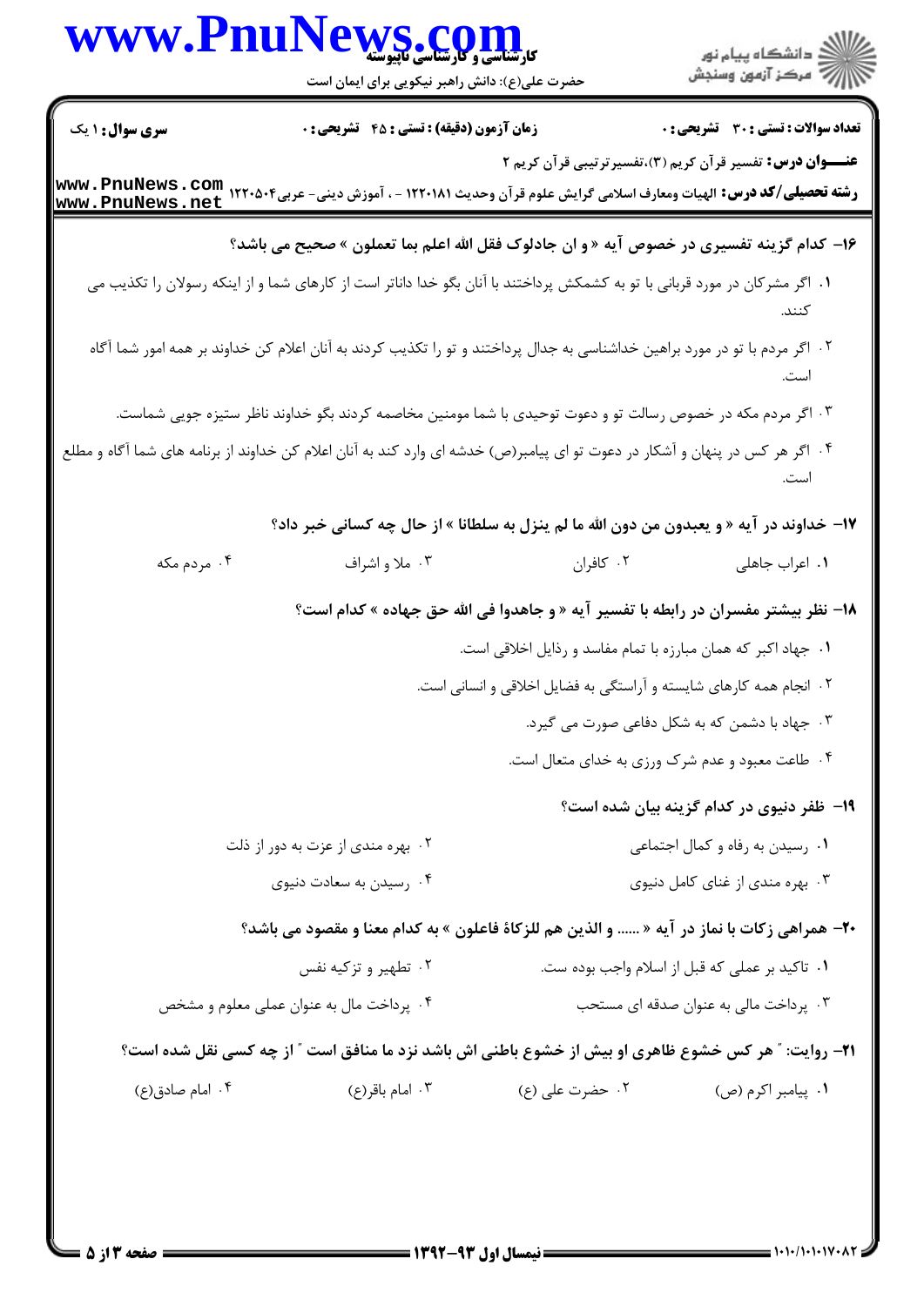۱۶- کدام گزینه تفسیری در خصوص آیه « و ان جادلوک فقل الله اعلم بما تعملون » صحیح می باشد؟

۱. اگر مشرکان در مورد قربانی با تو به کشمکش پرداختند با آنان بگو خدا داناتر است از کارهای شما و از اینکه رسولان را تکذیب می کنند.

۲. اگر مردم با تو در مورد براهین خداشناسی به جدال پرداختند و تو را تکذیب کردند به آنان اعلام کن خداوند بر همه امور شما آگاه است.

۳. اگر مردم مکه در خصوص رسالت تو و دعوت توحیدی با شما مومنین مخاصمه کردند بگو خداوند ناظر ستیزه جویی شماست.

۴. اگر هر کس در پنهان و آشکار در دعوت تو ای پیامبر(ص) خدشه ای وارد کند به آنان اعلام کن خداوند از برنامه های شما آگاه و مطلع است.

۱۷- خداوند در آیه « و یعبدون من دون الله ما لم ینزل به سلطانا » از حال چه کسانی خبر داد؟

۱. اعراب جاهلی ۲. کافران ۳. ملا و اشراف ۴. مردم مکه

۱۸- نظر بیشتر مفسران در رابطه با تفسیر آیه « و جاهدوا فی الله حق جهاده » کدام است؟

۱. جهاد اکبر که همان مبارزه با تمام مفاسد و رذایل اخلاقی است.

۲. انجام همه کارهای شایسته و آراستگی به فضایل اخلاقی و انسانی است.

۳. جهاد با دشمن که به شکل دفاعی صورت می گیرد.

۴. طاعت معبود و عدم شرک ورزی به خدای متعال است.

۱۹- ظفر دنیوی در کدام گزینه بیان شده است؟

۱. رسیدن به رفاه و کمال اجتماعی ۲. بهره مندی از عزت به دور از ذلت

۳. بهره مندی از غنای کامل دنیوی ۴. رسیدن به سعادت دنیوی

۲۰- همراهی زکات با نماز در آیه « ...... و الذین هم للزکاة فاعلون » به کدام معنا و مقصود می باشد؟

۱. تاکید بر عملی که قبل از اسلام واجب بوده ست. ۲. تطهیر و تزکیه نفس

۳. پرداخت مالی به عنوان صدقه ای مستحب ۴. پرداخت مال به عنوان عملی معلوم و مشخص

۲۱- روایت: " هر کس خشوع ظاهری او بیش از خشوع باطنی اش باشد نزد ما منافق است " از چه کسی نقل شده است؟

۱. پیامبر اکرم (ص) ۲. حضرت علی (ع) ۳. امام باقر(ع) ۴. امام صادق(ع)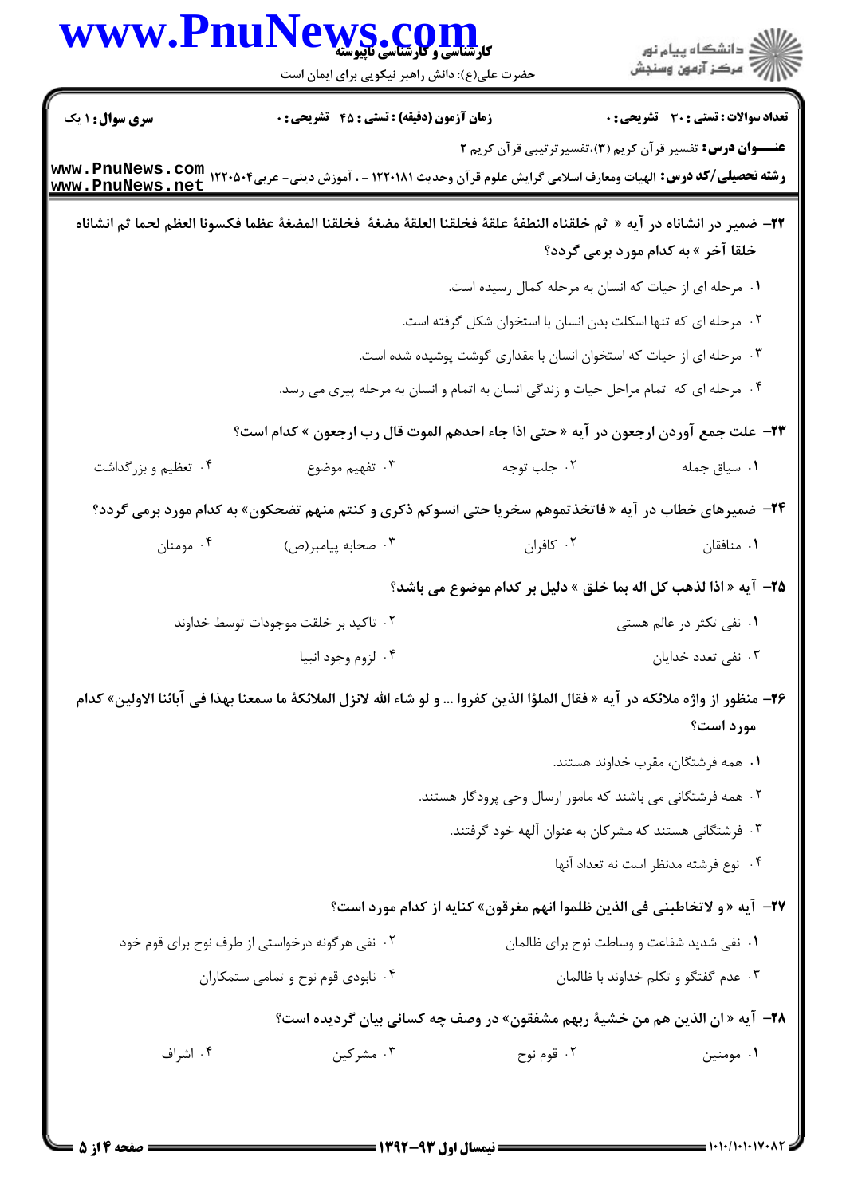**سری سوال:** ۱ یک | **زمان آزمون (دقیقه) : تستی :** ۴۵ **تشریحی :** ۰ | **تعداد سوالات : تستی :** ۳۰ **تشریحی :** ۰

**عنـــوان درس:** تفسیر قرآن کریم (۳)،تفسیرترتیبی قرآن کریم ۲

**رشته تحصیلی/کد درس:** الهیات ومعارف اسلامی گرایش علوم قرآن وحدیث ۱۲۲۰۱۸۱ - ، آموزش دینی- عربی۱۲۲۰۵۰۴

۲۲- ضمیر در انشاناه در آیه « ثم خلقناه النطفة علقة فخلقنا العلقة مضغة فخلقنا المضغة عظما فکسونا العظم لحما ثم انشاناه خلقا آخر » به کدام مورد برمی گردد؟

۱. مرحله ای از حیات که انسان به مرحله کمال رسیده است.

۲. مرحله ای که تنها اسکلت بدن انسان با استخوان شکل گرفته است.

۳. مرحله ای از حیات که استخوان انسان با مقداری گوشت پوشیده شده است.

۴. مرحله ای که تمام مراحل حیات و زندگی انسان به اتمام و انسان به مرحله پیری می رسد.

۲۳- علت جمع آوردن ارجعون در آیه « حتی اذا جاء احدهم الموت قال رب ارجعون » کدام است؟

۱. سیاق جمله

۲. جلب توجه

۳. تفهیم موضوع

۴. تعظیم و بزرگداشت

۲۴- ضمیرهای خطاب در آیه « فاتخذتموهم سخریا حتی انسوکم ذکری و کنتم منهم تضحکون» به کدام مورد برمی گردد؟

۱. منافقان

۲. کافران

۳. صحابه پیامبر(ص)

۴. مومنان

۲۵- آیه « اذا لذهب کل اله بما خلق » دلیل بر کدام موضوع می باشد؟

۱. نفی تکثر در عالم هستی

۲. تاکید بر خلقت موجودات توسط خداوند

۳. نفی تعدد خدایان

۴. لزوم وجود انبیا

۲۶- منظور از واژه ملائکه در آیه « فقال الملؤا الذین کفروا ... و لو شاء الله لانزل الملائکة ما سمعنا بهذا فی آبائنا الاولین» کدام مورد است؟

۱. همه فرشتگان، مقرب خداوند هستند.

۲. همه فرشتگانی می باشند که مامور ارسال وحی پرودگار هستند.

۳. فرشتگانی هستند که مشرکان به عنوان آلهه خود گرفتند.

۴. نوع فرشته مدنظر است نه تعداد آنها

۲۷- آیه « و لاتخاطبنی فی الذین ظلموا انهم مغرقون» کنایه از کدام مورد است؟

۱. نفی شدید شفاعت و وساطت نوح برای ظالمان

۲. نفی هرگونه درخواستی از طرف نوح برای قوم خود

۳. عدم گفتگو و تکلم خداوند با ظالمان

۴. نابودی قوم نوح و تمامی ستمکاران

۲۸- آیه « ان الذین هم من خشیة ربهم مشفقون» در وصف چه کسانی بیان گردیده است؟

۱. مومنین

۲. قوم نوح

۳. مشرکین

۴. اشراف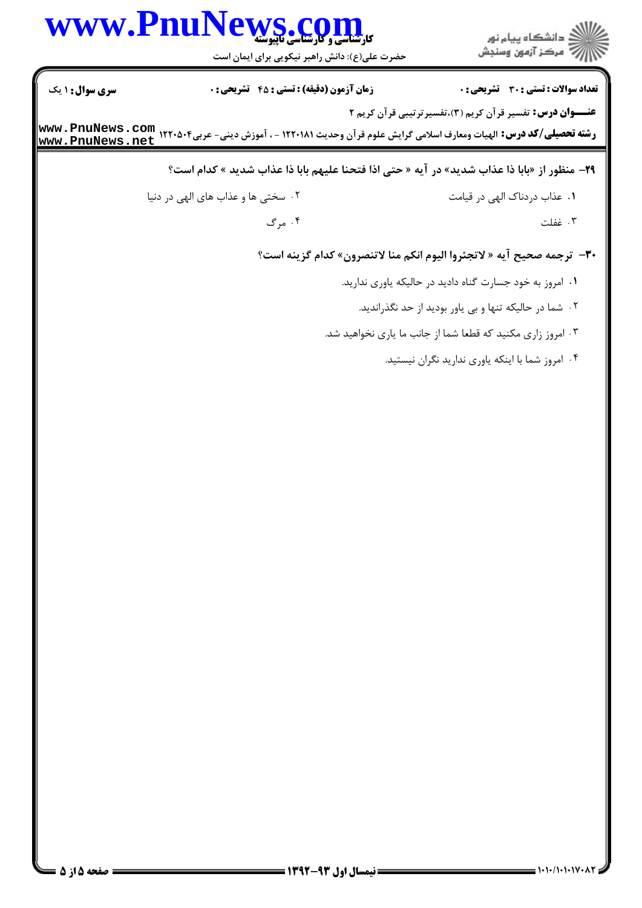۲۹- منظور از «بابا ذا عذاب شدید» در آیه « حتی اذا فتحنا علیهم بابا ذا عذاب شدید » کدام است؟

۱. عذاب دردناک الهی در قیامت

۲. سختی ها و عذاب های الهی در دنیا

۳. غفلت

۴. مرگ

۳۰- ترجمه صحیح آیه « لاتجئروا الیوم انکم منا لاتنصرون» کدام گزینه است؟

۱. امروز به خود جسارت گناه دادید در حالیکه یاوری ندارید.

۲. شما در حالیکه تنها و بی یاور بودید از حد نگذراندید.

۳. امروز زاری مکنید که قطعا شما از جانب ما یاری نخواهید شد.

۴. امروز شما با اینکه یاوری ندارید نگران نیستید.